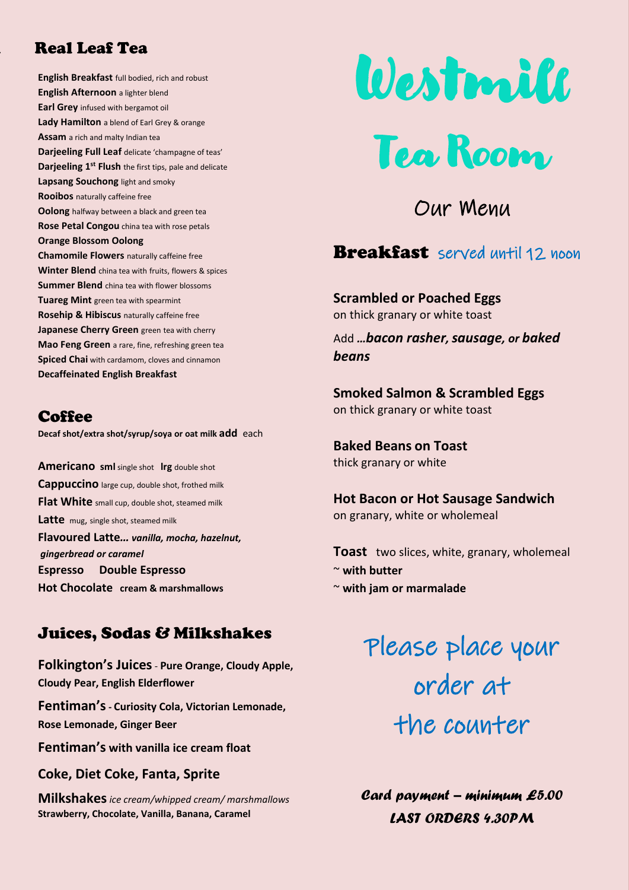# Westmill Tea Room

## Our Menu

## Real Leaf Tea

**English Breakfast** full bodied, rich and robust
**English Afternoon** a lighter blend
**Earl Grey** infused with bergamot oil
**Lady Hamilton** a blend of Earl Grey & orange
**Assam** a rich and malty Indian tea
**Darjeeling Full Leaf** delicate 'champagne of teas'
**Darjeeling 1st Flush** the first tips, pale and delicate
**Lapsang Souchong** light and smoky
**Rooibos** naturally caffeine free
**Oolong** halfway between a black and green tea
**Rose Petal Congou** china tea with rose petals
**Orange Blossom Oolong**
**Chamomile Flowers** naturally caffeine free
**Winter Blend** china tea with fruits, flowers & spices
**Summer Blend** china tea with flower blossoms
**Tuareg Mint** green tea with spearmint
**Rosehip & Hibiscus** naturally caffeine free
**Japanese Cherry Green** green tea with cherry
**Mao Feng Green** a rare, fine, refreshing green tea
**Spiced Chai** with cardamom, cloves and cinnamon
**Decaffeinated English Breakfast**

## Coffee

**Decaf shot/extra shot/syrup/soya or oat milk add** each

**Americano sml** single shot **lrg** double shot
**Cappuccino** large cup, double shot, frothed milk
**Flat White** small cup, double shot, steamed milk
**Latte** mug, single shot, steamed milk
**Flavoured Latte…** ***vanilla, mocha, hazelnut, gingerbread or caramel***
**Espresso** **Double Espresso**
**Hot Chocolate** **cream & marshmallows**

## Juices, Sodas & Milkshakes

**Folkington's Juices - Pure Orange, Cloudy Apple, Cloudy Pear, English Elderflower**

**Fentiman's - Curiosity Cola, Victorian Lemonade, Rose Lemonade, Ginger Beer**

**Fentiman's with vanilla ice cream float**

**Coke, Diet Coke, Fanta, Sprite**

**Milkshakes** *ice cream/whipped cream/ marshmallows*
**Strawberry, Chocolate, Vanilla, Banana, Caramel**

## Breakfast served until 12 noon

**Scrambled or Poached Eggs**
on thick granary or white toast

Add …***bacon rasher, sausage, or baked beans***

**Smoked Salmon & Scrambled Eggs**
on thick granary or white toast

**Baked Beans on Toast**
thick granary or white

**Hot Bacon or Hot Sausage Sandwich**
on granary, white or wholemeal

**Toast** two slices, white, granary, wholemeal
~ **with butter**
~ **with jam or marmalade**

Please place your order at the counter

***Card payment – minimum £5.00***
***LAST ORDERS 4.30PM***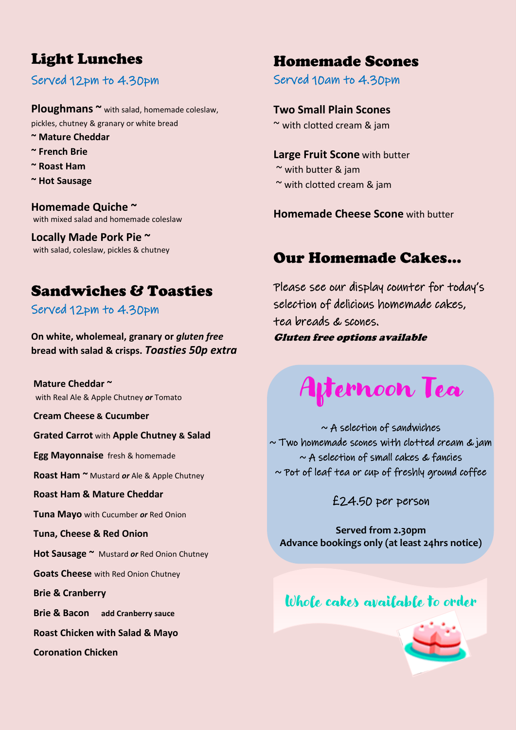## Light Lunches

Served 12pm to 4.30pm

**Ploughmans ~** with salad, homemade coleslaw, pickles, chutney & granary or white bread

- **~ Mature Cheddar**
- **~ French Brie**
- **~ Roast Ham**
- **~ Hot Sausage**

**Homemade Quiche ~**
with mixed salad and homemade coleslaw

**Locally Made Pork Pie ~**
with salad, coleslaw, pickles & chutney

## Sandwiches & Toasties

Served 12pm to 4.30pm

**On white, wholemeal, granary or *gluten free* bread with salad & crisps.** ***Toasties 50p extra***

**Mature Cheddar ~**
with Real Ale & Apple Chutney ***or*** Tomato

**Cream Cheese & Cucumber**

**Grated Carrot** with **Apple Chutney & Salad**

**Egg Mayonnaise** fresh & homemade

**Roast Ham ~** Mustard ***or*** Ale & Apple Chutney

**Roast Ham & Mature Cheddar**

**Tuna Mayo** with Cucumber ***or*** Red Onion

**Tuna, Cheese & Red Onion**

**Hot Sausage ~** Mustard ***or*** Red Onion Chutney

**Goats Cheese** with Red Onion Chutney

**Brie & Cranberry**

**Brie & Bacon** **add Cranberry sauce**

**Roast Chicken with Salad & Mayo**

**Coronation Chicken**

## Homemade Scones

Served 10am to 4.30pm

**Two Small Plain Scones**
~ with clotted cream & jam

**Large Fruit Scone** with butter
~ with butter & jam
~ with clotted cream & jam

**Homemade Cheese Scone** with butter

## Our Homemade Cakes...

Please see our display counter for today's selection of delicious homemade cakes, tea breads & scones.

***Gluten free options available***

## Afternoon Tea

~ A selection of sandwiches
~ Two homemade scones with clotted cream & jam
~ A selection of small cakes & fancies
~ Pot of leaf tea or cup of freshly ground coffee

£24.50 per person

**Served from 2.30pm**
**Advance bookings only (at least 24hrs notice)**

Whole cakes available to order